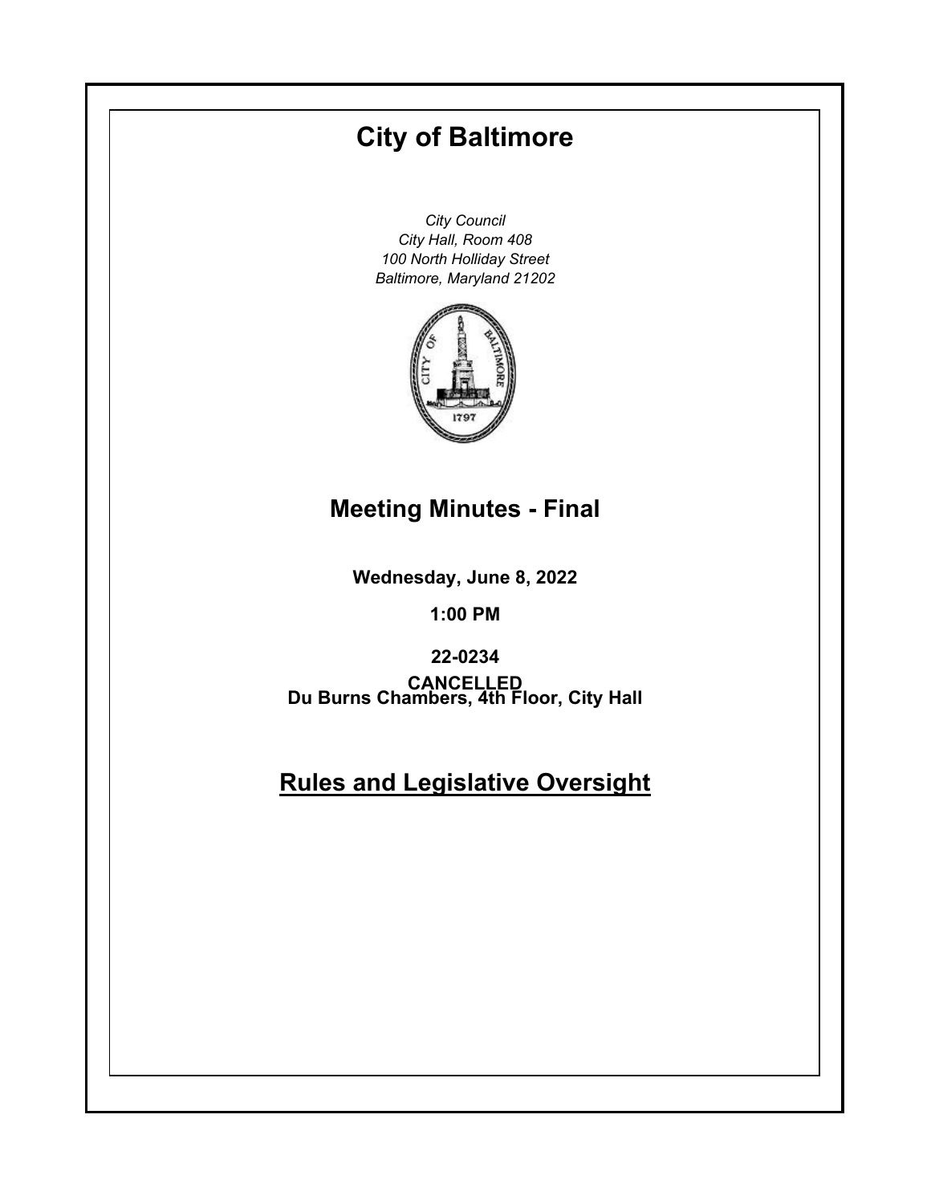# City of Baltimore

*City Council*
*City Hall, Room 408*
*100 North Holliday Street*
*Baltimore, Maryland 21202*

## Meeting Minutes - Final

**Wednesday, June 8, 2022**

**1:00 PM**

**22-0234**

**CANCELLED**

**Du Burns Chambers, 4th Floor, City Hall**

## Rules and Legislative Oversight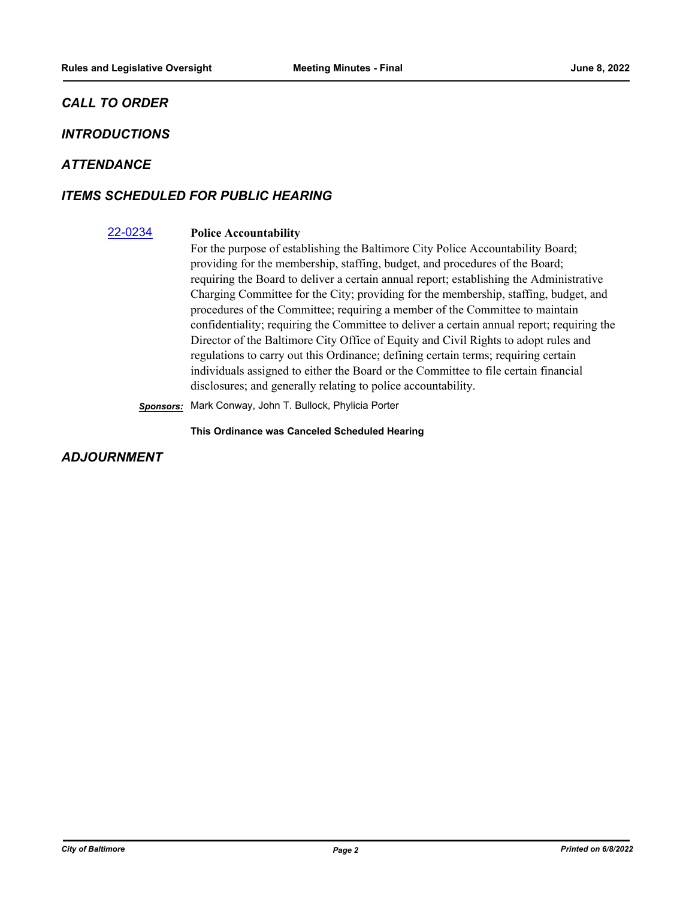## *CALL TO ORDER*

## *INTRODUCTIONS*

## *ATTENDANCE*

## *ITEMS SCHEDULED FOR PUBLIC HEARING*

[22-0234](22-0234) **Police Accountability**

For the purpose of establishing the Baltimore City Police Accountability Board; providing for the membership, staffing, budget, and procedures of the Board; requiring the Board to deliver a certain annual report; establishing the Administrative Charging Committee for the City; providing for the membership, staffing, budget, and procedures of the Committee; requiring a member of the Committee to maintain confidentiality; requiring the Committee to deliver a certain annual report; requiring the Director of the Baltimore City Office of Equity and Civil Rights to adopt rules and regulations to carry out this Ordinance; defining certain terms; requiring certain individuals assigned to either the Board or the Committee to file certain financial disclosures; and generally relating to police accountability.

***Sponsors:*** Mark Conway, John T. Bullock, Phylicia Porter

**This Ordinance was Canceled Scheduled Hearing**

## *ADJOURNMENT*